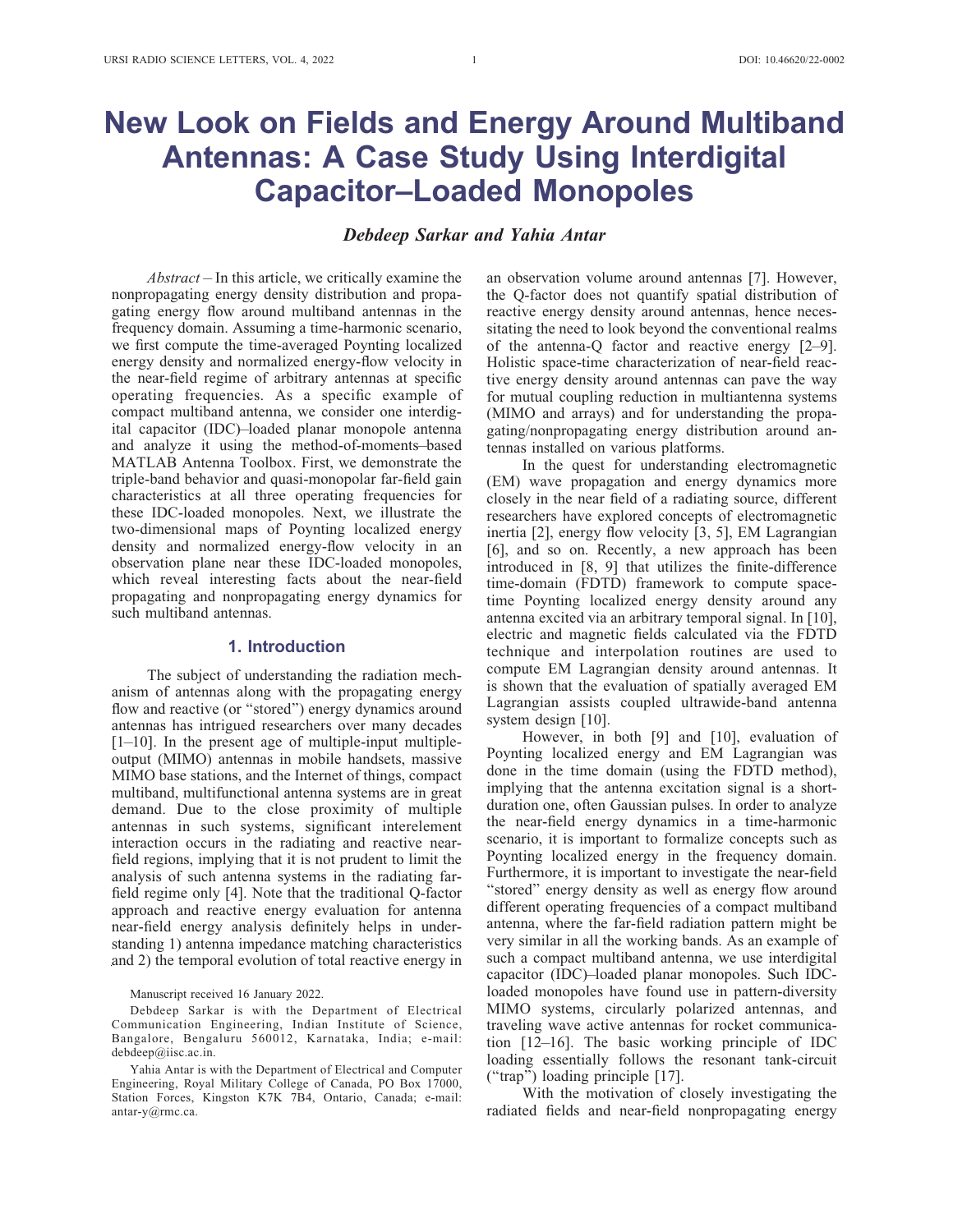# New Look on Fields and Energy Around Multiband Antennas: A Case Study Using Interdigital Capacitor–Loaded Monopoles

***Debdeep Sarkar and Yahia Antar***

*Abstract* – In this article, we critically examine the nonpropagating energy density distribution and propagating energy flow around multiband antennas in the frequency domain. Assuming a time-harmonic scenario, we first compute the time-averaged Poynting localized energy density and normalized energy-flow velocity in the near-field regime of arbitrary antennas at specific operating frequencies. As a specific example of compact multiband antenna, we consider one interdigital capacitor (IDC)–loaded planar monopole antenna and analyze it using the method-of-moments–based MATLAB Antenna Toolbox. First, we demonstrate the triple-band behavior and quasi-monopolar far-field gain characteristics at all three operating frequencies for these IDC-loaded monopoles. Next, we illustrate the two-dimensional maps of Poynting localized energy density and normalized energy-flow velocity in an observation plane near these IDC-loaded monopoles, which reveal interesting facts about the near-field propagating and nonpropagating energy dynamics for such multiband antennas.

## 1. Introduction

The subject of understanding the radiation mechanism of antennas along with the propagating energy flow and reactive (or "stored") energy dynamics around antennas has intrigued researchers over many decades [1–10]. In the present age of multiple-input multiple-output (MIMO) antennas in mobile handsets, massive MIMO base stations, and the Internet of things, compact multiband, multifunctional antenna systems are in great demand. Due to the close proximity of multiple antennas in such systems, significant interelement interaction occurs in the radiating and reactive near-field regions, implying that it is not prudent to limit the analysis of such antenna systems in the radiating far-field regime only [4]. Note that the traditional Q-factor approach and reactive energy evaluation for antenna near-field energy analysis definitely helps in understanding 1) antenna impedance matching characteristics and 2) the temporal evolution of total reactive energy in an observation volume around antennas [7]. However, the Q-factor does not quantify spatial distribution of reactive energy density around antennas, hence necessitating the need to look beyond the conventional realms of the antenna-Q factor and reactive energy [2–9]. Holistic space-time characterization of near-field reactive energy density around antennas can pave the way for mutual coupling reduction in multiantenna systems (MIMO and arrays) and for understanding the propagating/nonpropagating energy distribution around antennas installed on various platforms.

In the quest for understanding electromagnetic (EM) wave propagation and energy dynamics more closely in the near field of a radiating source, different researchers have explored concepts of electromagnetic inertia [2], energy flow velocity [3, 5], EM Lagrangian [6], and so on. Recently, a new approach has been introduced in [8, 9] that utilizes the finite-difference time-domain (FDTD) framework to compute space-time Poynting localized energy density around any antenna excited via an arbitrary temporal signal. In [10], electric and magnetic fields calculated via the FDTD technique and interpolation routines are used to compute EM Lagrangian density around antennas. It is shown that the evaluation of spatially averaged EM Lagrangian assists coupled ultrawide-band antenna system design [10].

However, in both [9] and [10], evaluation of Poynting localized energy and EM Lagrangian was done in the time domain (using the FDTD method), implying that the antenna excitation signal is a short-duration one, often Gaussian pulses. In order to analyze the near-field energy dynamics in a time-harmonic scenario, it is important to formalize concepts such as Poynting localized energy in the frequency domain. Furthermore, it is important to investigate the near-field "stored" energy density as well as energy flow around different operating frequencies of a compact multiband antenna, where the far-field radiation pattern might be very similar in all the working bands. As an example of such a compact multiband antenna, we use interdigital capacitor (IDC)–loaded planar monopoles. Such IDC-loaded monopoles have found use in pattern-diversity MIMO systems, circularly polarized antennas, and traveling wave active antennas for rocket communication [12–16]. The basic working principle of IDC loading essentially follows the resonant tank-circuit ("trap") loading principle [17].

With the motivation of closely investigating the radiated fields and near-field nonpropagating energy

Manuscript received 16 January 2022.

Debdeep Sarkar is with the Department of Electrical Communication Engineering, Indian Institute of Science, Bangalore, Bengaluru 560012, Karnataka, India; e-mail: debdeep@iisc.ac.in.

Yahia Antar is with the Department of Electrical and Computer Engineering, Royal Military College of Canada, PO Box 17000, Station Forces, Kingston K7K 7B4, Ontario, Canada; e-mail: antar-y@rmc.ca.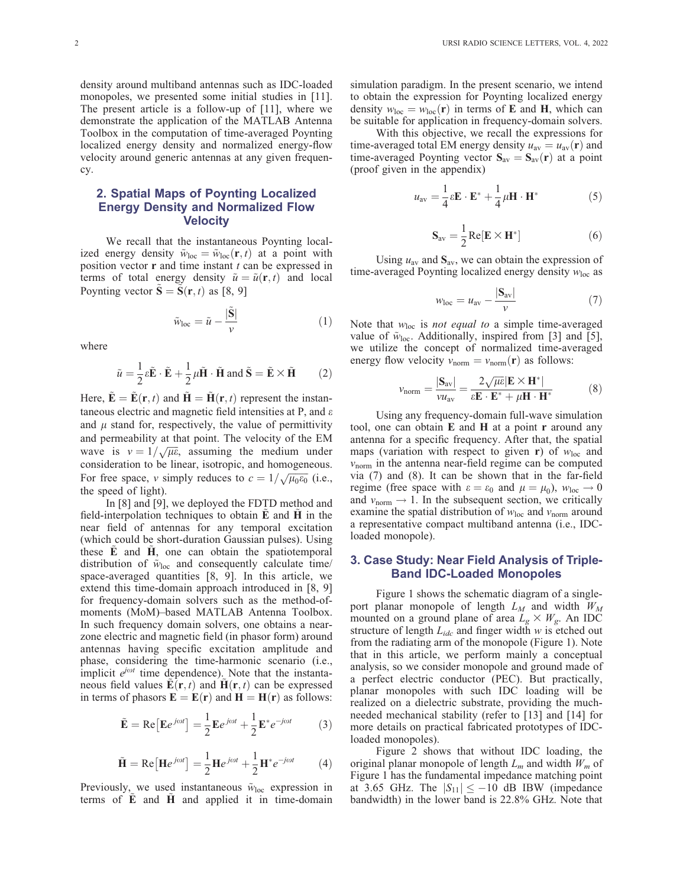density around multiband antennas such as IDC-loaded monopoles, we presented some initial studies in [11]. The present article is a follow-up of [11], where we demonstrate the application of the MATLAB Antenna Toolbox in the computation of time-averaged Poynting localized energy density and normalized energy-flow velocity around generic antennas at any given frequency.

## 2. Spatial Maps of Poynting Localized Energy Density and Normalized Flow Velocity

We recall that the instantaneous Poynting localized energy density $\tilde{w}_{\text{loc}} = \tilde{w}_{\text{loc}}(\mathbf{r}, t)$ at a point with position vector $\mathbf{r}$ and time instant $t$ can be expressed in terms of total energy density $\tilde{u} = \tilde{u}(\mathbf{r}, t)$ and local Poynting vector $\tilde{\mathbf{S}} = \tilde{\mathbf{S}}(\mathbf{r}, t)$ as [8, 9]

$$\tilde{w}_{\text{loc}} = \tilde{u} - \frac{|\tilde{\mathbf{S}}|}{v} \tag{1}$$

where

$$\tilde{u} = \frac{1}{2}\varepsilon\tilde{\mathbf{E}} \cdot \tilde{\mathbf{E}} + \frac{1}{2}\mu\tilde{\mathbf{H}} \cdot \tilde{\mathbf{H}} \text{ and } \tilde{\mathbf{S}} = \tilde{\mathbf{E}} \times \tilde{\mathbf{H}} \tag{2}$$

Here, $\tilde{\mathbf{E}} = \tilde{\mathbf{E}}(\mathbf{r}, t)$ and $\tilde{\mathbf{H}} = \tilde{\mathbf{H}}(\mathbf{r}, t)$ represent the instantaneous electric and magnetic field intensities at P, and $\varepsilon$ and $\mu$ stand for, respectively, the value of permittivity and permeability at that point. The velocity of the EM wave is $v = 1/\sqrt{\mu\varepsilon}$, assuming the medium under consideration to be linear, isotropic, and homogeneous. For free space, $v$ simply reduces to $c = 1/\sqrt{\mu_0\varepsilon_0}$ (i.e., the speed of light).

In [8] and [9], we deployed the FDTD method and field-interpolation techniques to obtain $\tilde{\mathbf{E}}$ and $\tilde{\mathbf{H}}$ in the near field of antennas for any temporal excitation (which could be short-duration Gaussian pulses). Using these $\tilde{\mathbf{E}}$ and $\tilde{\mathbf{H}}$, one can obtain the spatiotemporal distribution of $\tilde{w}_{\text{loc}}$ and consequently calculate time/space-averaged quantities [8, 9]. In this article, we extend this time-domain approach introduced in [8, 9] for frequency-domain solvers such as the method-of-moments (MoM)–based MATLAB Antenna Toolbox. In such frequency domain solvers, one obtains a near-zone electric and magnetic field (in phasor form) around antennas having specific excitation amplitude and phase, considering the time-harmonic scenario (i.e., implicit $e^{j\omega t}$ time dependence). Note that the instantaneous field values $\tilde{\mathbf{E}}(\mathbf{r}, t)$ and $\tilde{\mathbf{H}}(\mathbf{r}, t)$ can be expressed in terms of phasors $\mathbf{E} = \mathbf{E}(\mathbf{r})$ and $\mathbf{H} = \mathbf{H}(\mathbf{r})$ as follows:

$$\tilde{\mathbf{E}} = \text{Re}\left[\mathbf{E}e^{j\omega t}\right] = \frac{1}{2}\mathbf{E}e^{j\omega t} + \frac{1}{2}\mathbf{E}^{*}e^{-j\omega t} \tag{3}$$

$$\tilde{\mathbf{H}} = \text{Re}\left[\mathbf{H}e^{j\omega t}\right] = \frac{1}{2}\mathbf{H}e^{j\omega t} + \frac{1}{2}\mathbf{H}^{*}e^{-j\omega t} \tag{4}$$

Previously, we used instantaneous $\tilde{w}_{\text{loc}}$ expression in terms of $\tilde{\mathbf{E}}$ and $\tilde{\mathbf{H}}$ and applied it in time-domain simulation paradigm. In the present scenario, we intend to obtain the expression for Poynting localized energy density $w_{\text{loc}} = w_{\text{loc}}(\mathbf{r})$ in terms of $\mathbf{E}$ and $\mathbf{H}$, which can be suitable for application in frequency-domain solvers.

With this objective, we recall the expressions for time-averaged total EM energy density $u_{\text{av}} = u_{\text{av}}(\mathbf{r})$ and time-averaged Poynting vector $\mathbf{S}_{\text{av}} = \mathbf{S}_{\text{av}}(\mathbf{r})$ at a point (proof given in the appendix)

$$u_{\text{av}} = \frac{1}{4}\varepsilon\mathbf{E} \cdot \mathbf{E}^{*} + \frac{1}{4}\mu\mathbf{H} \cdot \mathbf{H}^{*} \tag{5}$$

$$\mathbf{S}_{\text{av}} = \frac{1}{2}\text{Re}[\mathbf{E} \times \mathbf{H}^{*}] \tag{6}$$

Using $u_{\text{av}}$ and $\mathbf{S}_{\text{av}}$, we can obtain the expression of time-averaged Poynting localized energy density $w_{\text{loc}}$ as

$$w_{\text{loc}} = u_{\text{av}} - \frac{|\mathbf{S}_{\text{av}}|}{v} \tag{7}$$

Note that $w_{\text{loc}}$ is *not equal to* a simple time-averaged value of $\tilde{w}_{\text{loc}}$. Additionally, inspired from [3] and [5], we utilize the concept of normalized time-averaged energy flow velocity $v_{\text{norm}} = v_{\text{norm}}(\mathbf{r})$ as follows:

$$v_{\text{norm}} = \frac{|\mathbf{S}_{\text{av}}|}{v u_{\text{av}}} = \frac{2\sqrt{\mu\varepsilon}|\mathbf{E} \times \mathbf{H}^{*}|}{\varepsilon\mathbf{E} \cdot \mathbf{E}^{*} + \mu\mathbf{H} \cdot \mathbf{H}^{*}} \tag{8}$$

Using any frequency-domain full-wave simulation tool, one can obtain $\mathbf{E}$ and $\mathbf{H}$ at a point $\mathbf{r}$ around any antenna for a specific frequency. After that, the spatial maps (variation with respect to given $\mathbf{r}$) of $w_{\text{loc}}$ and $v_{\text{norm}}$ in the antenna near-field regime can be computed via (7) and (8). It can be shown that in the far-field regime (free space with $\varepsilon = \varepsilon_0$ and $\mu = \mu_0$), $w_{\text{loc}} \to 0$ and $v_{\text{norm}} \to 1$. In the subsequent section, we critically examine the spatial distribution of $w_{\text{loc}}$ and $v_{\text{norm}}$ around a representative compact multiband antenna (i.e., IDC-loaded monopole).

## 3. Case Study: Near Field Analysis of Triple-Band IDC-Loaded Monopoles

Figure 1 shows the schematic diagram of a single-port planar monopole of length $L_M$ and width $W_M$ mounted on a ground plane of area $L_g \times W_g$. An IDC structure of length $L_{idc}$ and finger width $w$ is etched out from the radiating arm of the monopole (Figure 1). Note that in this article, we perform mainly a conceptual analysis, so we consider monopole and ground made of a perfect electric conductor (PEC). But practically, planar monopoles with such IDC loading will be realized on a dielectric substrate, providing the much-needed mechanical stability (refer to [13] and [14] for more details on practical fabricated prototypes of IDC-loaded monopoles).

Figure 2 shows that without IDC loading, the original planar monopole of length $L_m$ and width $W_m$ of Figure 1 has the fundamental impedance matching point at 3.65 GHz. The $|S_{11}| \leq -10$ dB IBW (impedance bandwidth) in the lower band is 22.8% GHz. Note that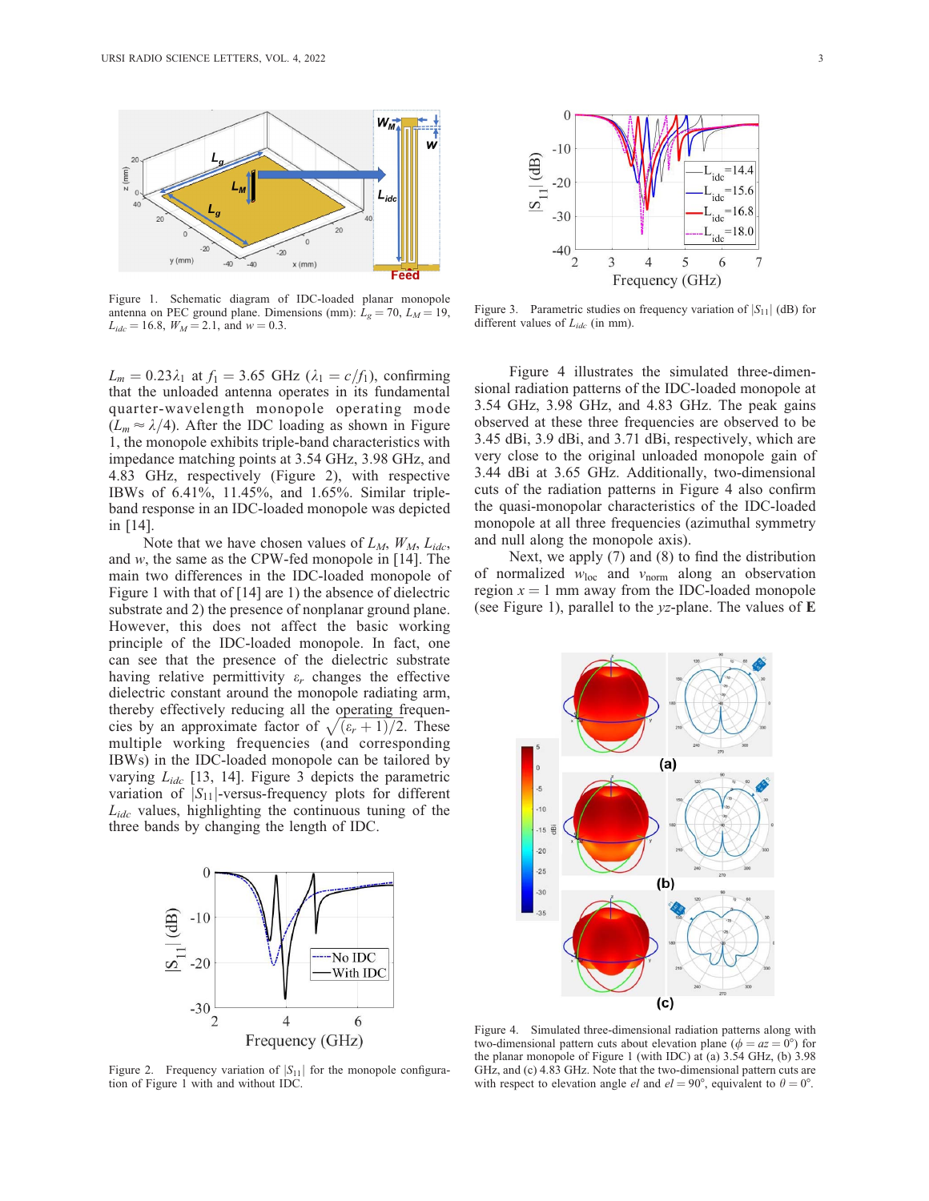Figure 1. Schematic diagram of IDC-loaded planar monopole antenna on PEC ground plane. Dimensions (mm): $L_g = 70$, $L_M = 19$, $L_{idc} = 16.8$, $W_M = 2.1$, and $w = 0.3$.

$L_m = 0.23\lambda_1$ at $f_1 = 3.65$ GHz ($\lambda_1 = c/f_1$), confirming that the unloaded antenna operates in its fundamental quarter-wavelength monopole operating mode ($L_m \approx \lambda/4$). After the IDC loading as shown in Figure 1, the monopole exhibits triple-band characteristics with impedance matching points at 3.54 GHz, 3.98 GHz, and 4.83 GHz, respectively (Figure 2), with respective IBWs of 6.41%, 11.45%, and 1.65%. Similar triple-band response in an IDC-loaded monopole was depicted in [14].

Note that we have chosen values of $L_M$, $W_M$, $L_{idc}$, and $w$, the same as the CPW-fed monopole in [14]. The main two differences in the IDC-loaded monopole of Figure 1 with that of [14] are 1) the absence of dielectric substrate and 2) the presence of nonplanar ground plane. However, this does not affect the basic working principle of the IDC-loaded monopole. In fact, one can see that the presence of the dielectric substrate having relative permittivity $\varepsilon_r$ changes the effective dielectric constant around the monopole radiating arm, thereby effectively reducing all the operating frequencies by an approximate factor of $\sqrt{(\varepsilon_r + 1)/2}$. These multiple working frequencies (and corresponding IBWs) in the IDC-loaded monopole can be tailored by varying $L_{idc}$ [13, 14]. Figure 3 depicts the parametric variation of $|S_{11}|$-versus-frequency plots for different $L_{idc}$ values, highlighting the continuous tuning of the three bands by changing the length of IDC.

Figure 2. Frequency variation of $|S_{11}|$ for the monopole configuration of Figure 1 with and without IDC.

Figure 3. Parametric studies on frequency variation of $|S_{11}|$ (dB) for different values of $L_{idc}$ (in mm).

Figure 4 illustrates the simulated three-dimensional radiation patterns of the IDC-loaded monopole at 3.54 GHz, 3.98 GHz, and 4.83 GHz. The peak gains observed at these three frequencies are observed to be 3.45 dBi, 3.9 dBi, and 3.71 dBi, respectively, which are very close to the original unloaded monopole gain of 3.44 dBi at 3.65 GHz. Additionally, two-dimensional cuts of the radiation patterns in Figure 4 also confirm the quasi-monopolar characteristics of the IDC-loaded monopole at all three frequencies (azimuthal symmetry and null along the monopole axis).

Next, we apply (7) and (8) to find the distribution of normalized $w_{\text{loc}}$ and $v_{\text{norm}}$ along an observation region $x = 1$ mm away from the IDC-loaded monopole (see Figure 1), parallel to the $yz$-plane. The values of $\mathbf{E}$

Figure 4. Simulated three-dimensional radiation patterns along with two-dimensional pattern cuts about elevation plane ($\phi = az = 0°$) for the planar monopole of Figure 1 (with IDC) at (a) 3.54 GHz, (b) 3.98 GHz, and (c) 4.83 GHz. Note that the two-dimensional pattern cuts are with respect to elevation angle $el$ and $el = 90°$, equivalent to $\theta = 0°$.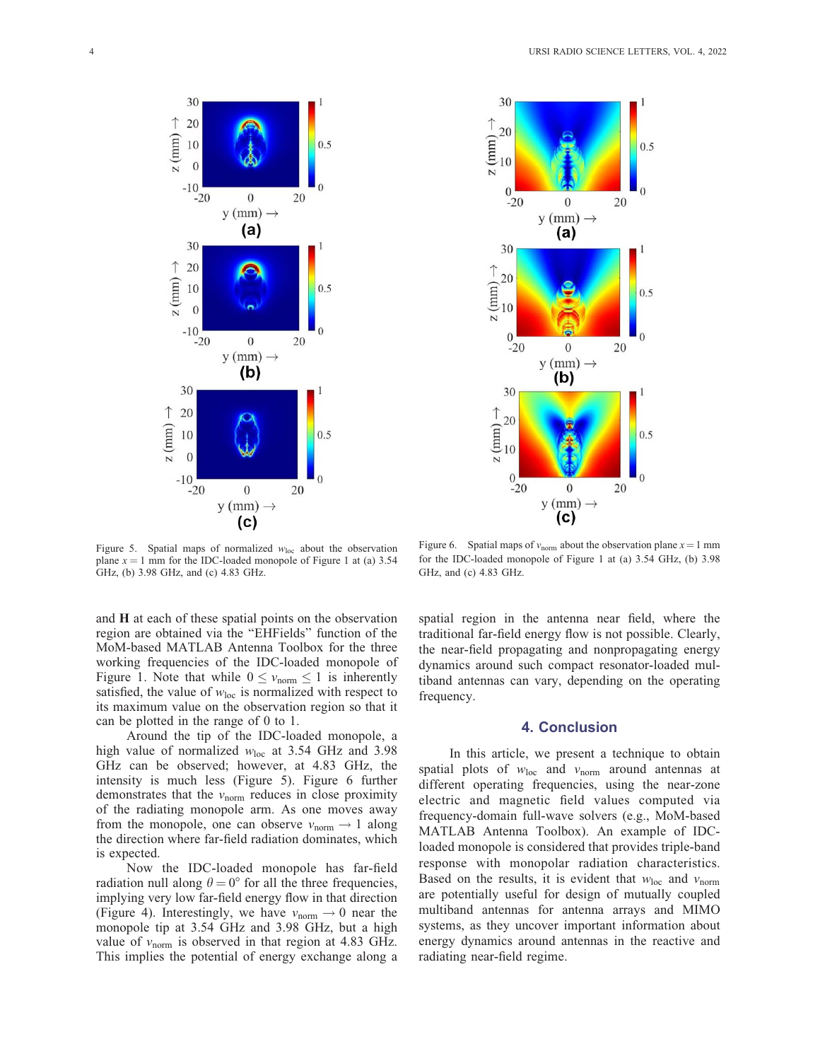Figure 5. Spatial maps of normalized $w_{loc}$ about the observation plane $x = 1$ mm for the IDC-loaded monopole of Figure 1 at (a) 3.54 GHz, (b) 3.98 GHz, and (c) 4.83 GHz.

Figure 6. Spatial maps of $v_{norm}$ about the observation plane $x = 1$ mm for the IDC-loaded monopole of Figure 1 at (a) 3.54 GHz, (b) 3.98 GHz, and (c) 4.83 GHz.

and **H** at each of these spatial points on the observation region are obtained via the "EHFields" function of the MoM-based MATLAB Antenna Toolbox for the three working frequencies of the IDC-loaded monopole of Figure 1. Note that while $0 \leq v_{norm} \leq 1$ is inherently satisfied, the value of $w_{loc}$ is normalized with respect to its maximum value on the observation region so that it can be plotted in the range of 0 to 1.

Around the tip of the IDC-loaded monopole, a high value of normalized $w_{loc}$ at 3.54 GHz and 3.98 GHz can be observed; however, at 4.83 GHz, the intensity is much less (Figure 5). Figure 6 further demonstrates that the $v_{norm}$ reduces in close proximity of the radiating monopole arm. As one moves away from the monopole, one can observe $v_{norm} \rightarrow 1$ along the direction where far-field radiation dominates, which is expected.

Now the IDC-loaded monopole has far-field radiation null along $\theta = 0°$ for all the three frequencies, implying very low far-field energy flow in that direction (Figure 4). Interestingly, we have $v_{norm} \rightarrow 0$ near the monopole tip at 3.54 GHz and 3.98 GHz, but a high value of $v_{norm}$ is observed in that region at 4.83 GHz. This implies the potential of energy exchange along a spatial region in the antenna near field, where the traditional far-field energy flow is not possible. Clearly, the near-field propagating and nonpropagating energy dynamics around such compact resonator-loaded multiband antennas can vary, depending on the operating frequency.

## 4. Conclusion

In this article, we present a technique to obtain spatial plots of $w_{loc}$ and $v_{norm}$ around antennas at different operating frequencies, using the near-zone electric and magnetic field values computed via frequency-domain full-wave solvers (e.g., MoM-based MATLAB Antenna Toolbox). An example of IDC-loaded monopole is considered that provides triple-band response with monopolar radiation characteristics. Based on the results, it is evident that $w_{loc}$ and $v_{norm}$ are potentially useful for design of mutually coupled multiband antennas for antenna arrays and MIMO systems, as they uncover important information about energy dynamics around antennas in the reactive and radiating near-field regime.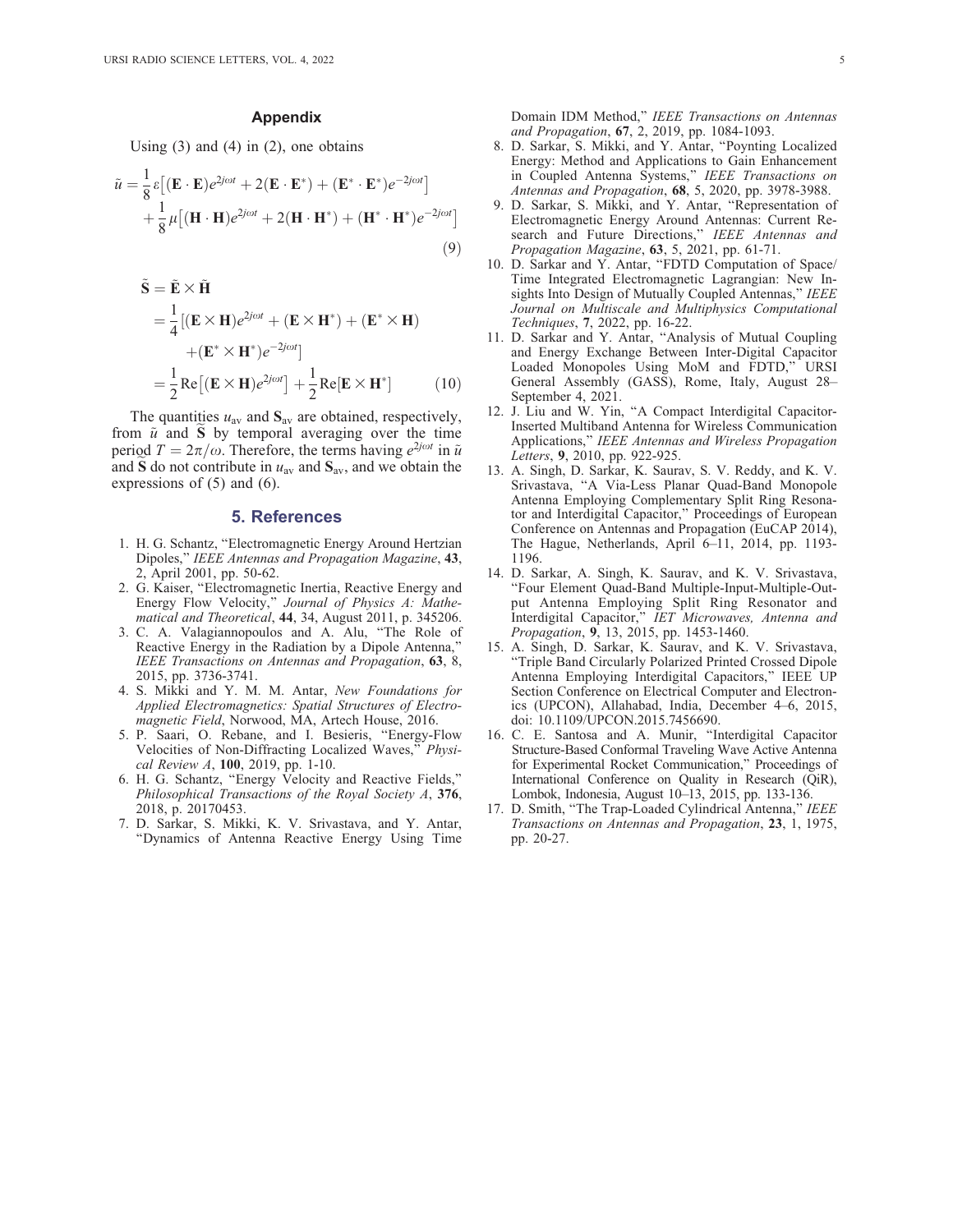## Appendix

Using (3) and (4) in (2), one obtains

$$\tilde{u} = \frac{1}{8}\varepsilon\left[(\mathbf{E}\cdot\mathbf{E})e^{2j\omega t} + 2(\mathbf{E}\cdot\mathbf{E}^{*}) + (\mathbf{E}^{*}\cdot\mathbf{E}^{*})e^{-2j\omega t}\right] + \frac{1}{8}\mu\left[(\mathbf{H}\cdot\mathbf{H})e^{2j\omega t} + 2(\mathbf{H}\cdot\mathbf{H}^{*}) + (\mathbf{H}^{*}\cdot\mathbf{H}^{*})e^{-2j\omega t}\right] \tag{9}$$

$$\begin{aligned}\tilde{\mathbf{S}} &= \tilde{\mathbf{E}}\times\tilde{\mathbf{H}} \\ &= \frac{1}{4}\left[(\mathbf{E}\times\mathbf{H})e^{2j\omega t} + (\mathbf{E}\times\mathbf{H}^{*}) + (\mathbf{E}^{*}\times\mathbf{H}) + (\mathbf{E}^{*}\times\mathbf{H}^{*})e^{-2j\omega t}\right] \\ &= \frac{1}{2}\mathrm{Re}\left[(\mathbf{E}\times\mathbf{H})e^{2j\omega t}\right] + \frac{1}{2}\mathrm{Re}\left[\mathbf{E}\times\mathbf{H}^{*}\right]\end{aligned} \tag{10}$$

The quantities $u_{\text{av}}$ and $\mathbf{S}_{\text{av}}$ are obtained, respectively, from $\tilde{u}$ and $\tilde{\mathbf{S}}$ by temporal averaging over the time period $T = 2\pi/\omega$. Therefore, the terms having $e^{2j\omega t}$ in $\tilde{u}$ and $\tilde{\mathbf{S}}$ do not contribute in $u_{\text{av}}$ and $\mathbf{S}_{\text{av}}$, and we obtain the expressions of (5) and (6).

## 5. References

1. H. G. Schantz, "Electromagnetic Energy Around Hertzian Dipoles," *IEEE Antennas and Propagation Magazine*, **43**, 2, April 2001, pp. 50-62.
2. G. Kaiser, "Electromagnetic Inertia, Reactive Energy and Energy Flow Velocity," *Journal of Physics A: Mathematical and Theoretical*, **44**, 34, August 2011, p. 345206.
3. C. A. Valagiannopoulos and A. Alu, "The Role of Reactive Energy in the Radiation by a Dipole Antenna," *IEEE Transactions on Antennas and Propagation*, **63**, 8, 2015, pp. 3736-3741.
4. S. Mikki and Y. M. M. Antar, *New Foundations for Applied Electromagnetics: Spatial Structures of Electromagnetic Field*, Norwood, MA, Artech House, 2016.
5. P. Saari, O. Rebane, and I. Besieris, "Energy-Flow Velocities of Non-Diffracting Localized Waves," *Physical Review A*, **100**, 2019, pp. 1-10.
6. H. G. Schantz, "Energy Velocity and Reactive Fields," *Philosophical Transactions of the Royal Society A*, **376**, 2018, p. 20170453.
7. D. Sarkar, S. Mikki, K. V. Srivastava, and Y. Antar, "Dynamics of Antenna Reactive Energy Using Time Domain IDM Method," *IEEE Transactions on Antennas and Propagation*, **67**, 2, 2019, pp. 1084-1093.
8. D. Sarkar, S. Mikki, and Y. Antar, "Poynting Localized Energy: Method and Applications to Gain Enhancement in Coupled Antenna Systems," *IEEE Transactions on Antennas and Propagation*, **68**, 5, 2020, pp. 3978-3988.
9. D. Sarkar, S. Mikki, and Y. Antar, "Representation of Electromagnetic Energy Around Antennas: Current Research and Future Directions," *IEEE Antennas and Propagation Magazine*, **63**, 5, 2021, pp. 61-71.
10. D. Sarkar and Y. Antar, "FDTD Computation of Space/Time Integrated Electromagnetic Lagrangian: New Insights Into Design of Mutually Coupled Antennas," *IEEE Journal on Multiscale and Multiphysics Computational Techniques*, **7**, 2022, pp. 16-22.
11. D. Sarkar and Y. Antar, "Analysis of Mutual Coupling and Energy Exchange Between Inter-Digital Capacitor Loaded Monopoles Using MoM and FDTD," URSI General Assembly (GASS), Rome, Italy, August 28–September 4, 2021.
12. J. Liu and W. Yin, "A Compact Interdigital Capacitor-Inserted Multiband Antenna for Wireless Communication Applications," *IEEE Antennas and Wireless Propagation Letters*, **9**, 2010, pp. 922-925.
13. A. Singh, D. Sarkar, K. Saurav, S. V. Reddy, and K. V. Srivastava, "A Via-Less Planar Quad-Band Monopole Antenna Employing Complementary Split Ring Resonator and Interdigital Capacitor," Proceedings of European Conference on Antennas and Propagation (EuCAP 2014), The Hague, Netherlands, April 6–11, 2014, pp. 1193-1196.
14. D. Sarkar, A. Singh, K. Saurav, and K. V. Srivastava, "Four Element Quad-Band Multiple-Input-Multiple-Output Antenna Employing Split Ring Resonator and Interdigital Capacitor," *IET Microwaves, Antenna and Propagation*, **9**, 13, 2015, pp. 1453-1460.
15. A. Singh, D. Sarkar, K. Saurav, and K. V. Srivastava, "Triple Band Circularly Polarized Printed Crossed Dipole Antenna Employing Interdigital Capacitors," IEEE UP Section Conference on Electrical Computer and Electronics (UPCON), Allahabad, India, December 4–6, 2015, doi: 10.1109/UPCON.2015.7456690.
16. C. E. Santosa and A. Munir, "Interdigital Capacitor Structure-Based Conformal Traveling Wave Active Antenna for Experimental Rocket Communication," Proceedings of International Conference on Quality in Research (QiR), Lombok, Indonesia, August 10–13, 2015, pp. 133-136.
17. D. Smith, "The Trap-Loaded Cylindrical Antenna," *IEEE Transactions on Antennas and Propagation*, **23**, 1, 1975, pp. 20-27.